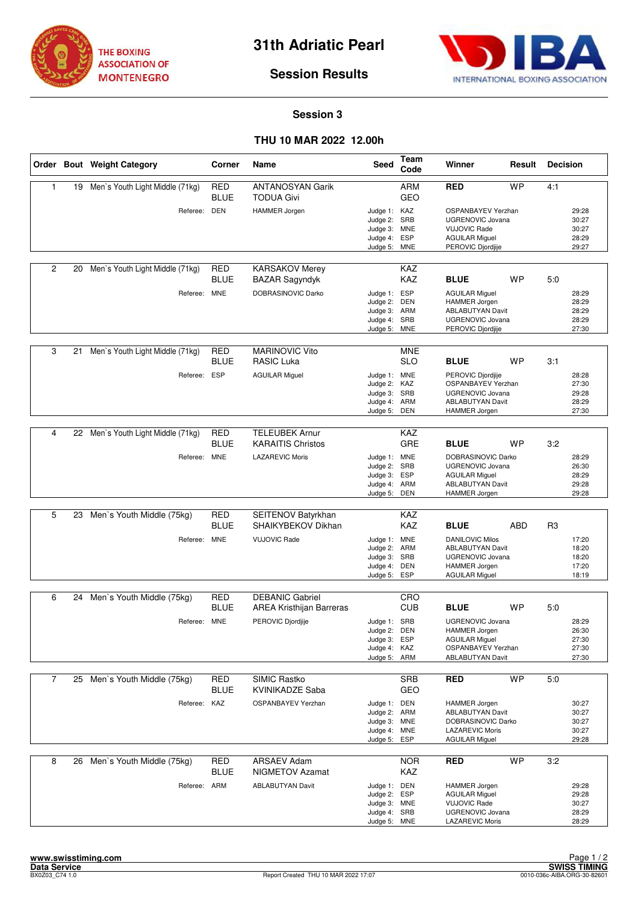THE BOXING ASSOCIATION OF MONTENEGRO

# 31th Adriatic Pearl

## Session Results

INTERNATIONAL BOXING ASSOCIATION

### Session 3

### THU 10 MAR 2022 12.00h

| Order | Bout | Weight Category | Corner | Name | Seed | Team Code | Winner | Result | Decision |
|---|---|---|---|---|---|---|---|---|---|
| 1 | 19 | Men`s Youth Light Middle (71kg) | RED | ANTANOSYAN Garik | | ARM | RED | WP | 4:1 |
| | | | BLUE | TODUA Givi | | GEO | | | |
| | | Referee: | DEN | HAMMER Jorgen | Judge 1: | KAZ | OSPANBAYEV Yerzhan | | 29:28 |
| | | | | | Judge 2: | SRB | UGRENOVIC Jovana | | 30:27 |
| | | | | | Judge 3: | MNE | VUJOVIC Rade | | 30:27 |
| | | | | | Judge 4: | ESP | AGUILAR Miguel | | 28:29 |
| | | | | | Judge 5: | MNE | PEROVIC Djordjije | | 29:27 |
| 2 | 20 | Men`s Youth Light Middle (71kg) | RED | KARSAKOV Merey | | KAZ | | | |
| | | | BLUE | BAZAR Sagyndyk | | KAZ | BLUE | WP | 5:0 |
| | | Referee: | MNE | DOBRASINOVIC Darko | Judge 1: | ESP | AGUILAR Miguel | | 28:29 |
| | | | | | Judge 2: | DEN | HAMMER Jorgen | | 28:29 |
| | | | | | Judge 3: | ARM | ABLABUTYAN Davit | | 28:29 |
| | | | | | Judge 4: | SRB | UGRENOVIC Jovana | | 28:29 |
| | | | | | Judge 5: | MNE | PEROVIC Djordjije | | 27:30 |
| 3 | 21 | Men`s Youth Light Middle (71kg) | RED | MARINOVIC Vito | | MNE | | | |
| | | | BLUE | RASIC Luka | | SLO | BLUE | WP | 3:1 |
| | | Referee: | ESP | AGUILAR Miguel | Judge 1: | MNE | PEROVIC Djordjije | | 28:28 |
| | | | | | Judge 2: | KAZ | OSPANBAYEV Yerzhan | | 27:30 |
| | | | | | Judge 3: | SRB | UGRENOVIC Jovana | | 29:28 |
| | | | | | Judge 4: | ARM | ABLABUTYAN Davit | | 28:29 |
| | | | | | Judge 5: | DEN | HAMMER Jorgen | | 27:30 |
| 4 | 22 | Men`s Youth Light Middle (71kg) | RED | TELEUBEK Arnur | | KAZ | | | |
| | | | BLUE | KARAITIS Christos | | GRE | BLUE | WP | 3:2 |
| | | Referee: | MNE | LAZAREVIC Moris | Judge 1: | MNE | DOBRASINOVIC Darko | | 28:29 |
| | | | | | Judge 2: | SRB | UGRENOVIC Jovana | | 26:30 |
| | | | | | Judge 3: | ESP | AGUILAR Miguel | | 28:29 |
| | | | | | Judge 4: | ARM | ABLABUTYAN Davit | | 29:28 |
| | | | | | Judge 5: | DEN | HAMMER Jorgen | | 29:28 |
| 5 | 23 | Men`s Youth Middle (75kg) | RED | SEITENOV Batyrkhan | | KAZ | | | |
| | | | BLUE | SHAIKYBEKOV Dikhan | | KAZ | BLUE | ABD | R3 |
| | | Referee: | MNE | VUJOVIC Rade | Judge 1: | MNE | DANILOVIC Milos | | 17:20 |
| | | | | | Judge 2: | ARM | ABLABUTYAN Davit | | 18:20 |
| | | | | | Judge 3: | SRB | UGRENOVIC Jovana | | 18:20 |
| | | | | | Judge 4: | DEN | HAMMER Jorgen | | 17:20 |
| | | | | | Judge 5: | ESP | AGUILAR Miguel | | 18:19 |
| 6 | 24 | Men`s Youth Middle (75kg) | RED | DEBANIC Gabriel | | CRO | | | |
| | | | BLUE | AREA Kristhijan Barreras | | CUB | BLUE | WP | 5:0 |
| | | Referee: | MNE | PEROVIC Djordjije | Judge 1: | SRB | UGRENOVIC Jovana | | 28:29 |
| | | | | | Judge 2: | DEN | HAMMER Jorgen | | 26:30 |
| | | | | | Judge 3: | ESP | AGUILAR Miguel | | 27:30 |
| | | | | | Judge 4: | KAZ | OSPANBAYEV Yerzhan | | 27:30 |
| | | | | | Judge 5: | ARM | ABLABUTYAN Davit | | 27:30 |
| 7 | 25 | Men`s Youth Middle (75kg) | RED | SIMIC Rastko | | SRB | RED | WP | 5:0 |
| | | | BLUE | KVINIKADZE Saba | | GEO | | | |
| | | Referee: | KAZ | OSPANBAYEV Yerzhan | Judge 1: | DEN | HAMMER Jorgen | | 30:27 |
| | | | | | Judge 2: | ARM | ABLABUTYAN Davit | | 30:27 |
| | | | | | Judge 3: | MNE | DOBRASINOVIC Darko | | 30:27 |
| | | | | | Judge 4: | MNE | LAZAREVIC Moris | | 30:27 |
| | | | | | Judge 5: | ESP | AGUILAR Miguel | | 29:28 |
| 8 | 26 | Men`s Youth Middle (75kg) | RED | ARSAEV Adam | | NOR | RED | WP | 3:2 |
| | | | BLUE | NIGMETOV Azamat | | KAZ | | | |
| | | Referee: | ARM | ABLABUTYAN Davit | Judge 1: | DEN | HAMMER Jorgen | | 29:28 |
| | | | | | Judge 2: | ESP | AGUILAR Miguel | | 29:28 |
| | | | | | Judge 3: | MNE | VUJOVIC Rade | | 30:27 |
| | | | | | Judge 4: | SRB | UGRENOVIC Jovana | | 28:29 |
| | | | | | Judge 5: | MNE | LAZAREVIC Moris | | 28:29 |

www.swisstiming.com
Data Service
BX0Z03_C74 1.0
Report Created THU 10 MAR 2022 17:07
SWISS TIMING
0010-036c-AIBA.ORG-30-82601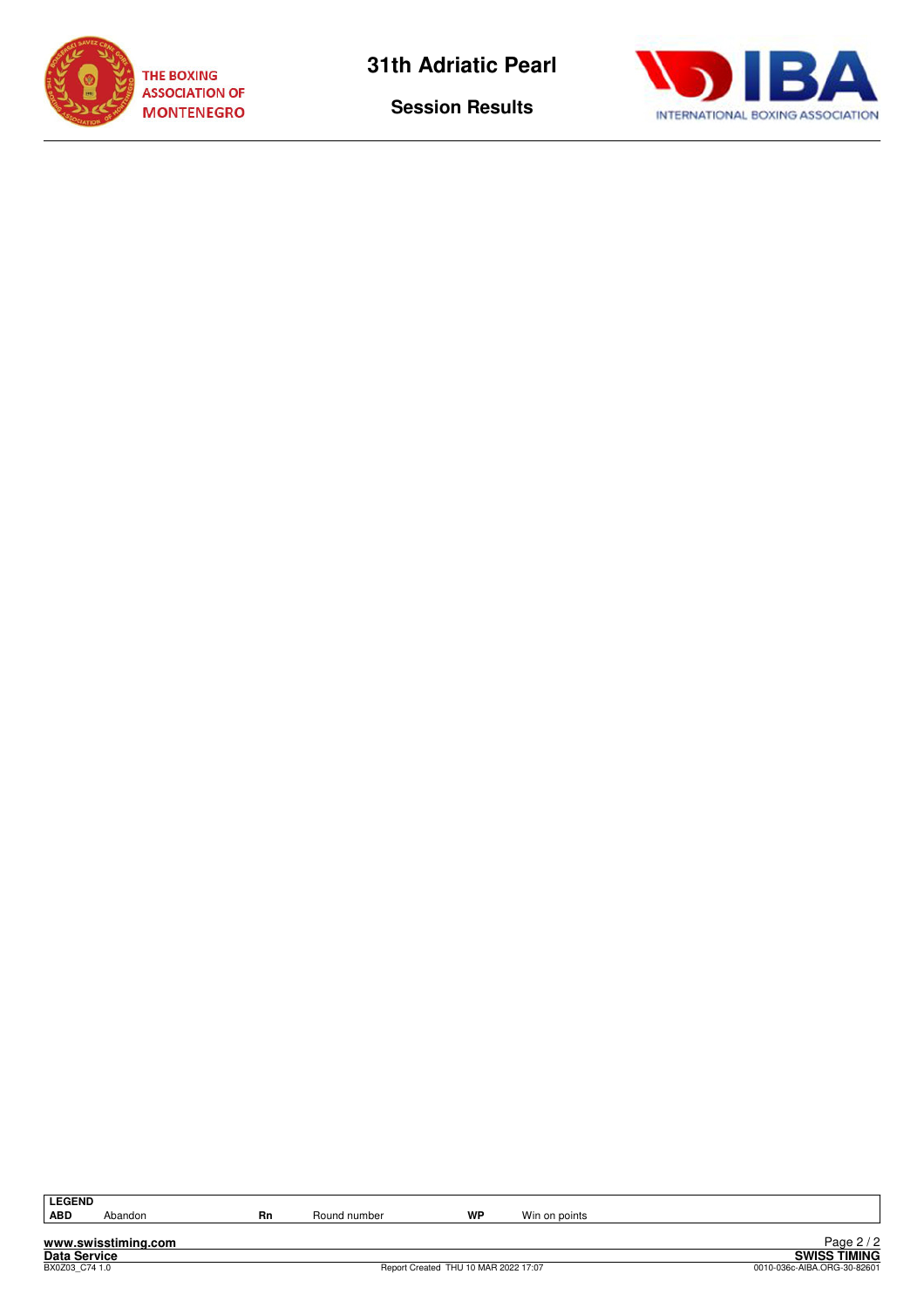| LEGEND | | | | | |
|---|---|---|---|---|---|
| ABD | Abandon | Rn | Round number | WP | Win on points |